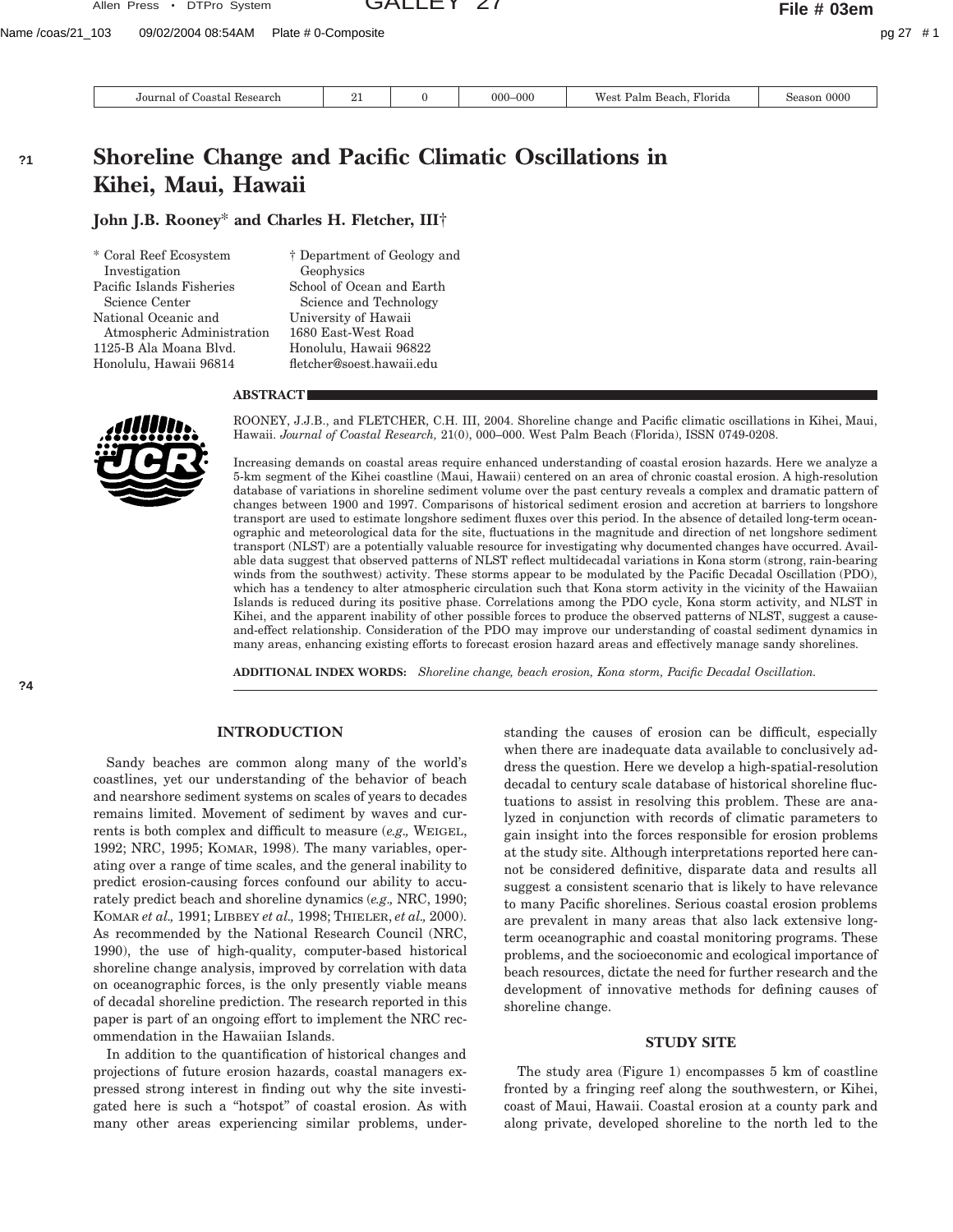# Shoreline Change and Pacific Climatic Oscillations in Kihei, Maui, Hawaii

**John J.B. Rooney* and Charles H. Fletcher, III†**

\* Coral Reef Ecosystem Investigation
Pacific Islands Fisheries Science Center
National Oceanic and Atmospheric Administration
1125-B Ala Moana Blvd.
Honolulu, Hawaii 96814

† Department of Geology and Geophysics
School of Ocean and Earth Science and Technology
University of Hawaii
1680 East-West Road
Honolulu, Hawaii 96822
fletcher@soest.hawaii.edu

## ABSTRACT

ROONEY, J.J.B., and FLETCHER, C.H. III, 2004. Shoreline change and Pacific climatic oscillations in Kihei, Maui, Hawaii. *Journal of Coastal Research,* 21(0), 000–000. West Palm Beach (Florida), ISSN 0749-0208.

Increasing demands on coastal areas require enhanced understanding of coastal erosion hazards. Here we analyze a 5-km segment of the Kihei coastline (Maui, Hawaii) centered on an area of chronic coastal erosion. A high-resolution database of variations in shoreline sediment volume over the past century reveals a complex and dramatic pattern of changes between 1900 and 1997. Comparisons of historical sediment erosion and accretion at barriers to longshore transport are used to estimate longshore sediment fluxes over this period. In the absence of detailed long-term oceanographic and meteorological data for the site, fluctuations in the magnitude and direction of net longshore sediment transport (NLST) are a potentially valuable resource for investigating why documented changes have occurred. Available data suggest that observed patterns of NLST reflect multidecadal variations in Kona storm (strong, rain-bearing winds from the southwest) activity. These storms appear to be modulated by the Pacific Decadal Oscillation (PDO), which has a tendency to alter atmospheric circulation such that Kona storm activity in the vicinity of the Hawaiian Islands is reduced during its positive phase. Correlations among the PDO cycle, Kona storm activity, and NLST in Kihei, and the apparent inability of other possible forces to produce the observed patterns of NLST, suggest a cause-and-effect relationship. Consideration of the PDO may improve our understanding of coastal sediment dynamics in many areas, enhancing existing efforts to forecast erosion hazard areas and effectively manage sandy shorelines.

**ADDITIONAL INDEX WORDS:** *Shoreline change, beach erosion, Kona storm, Pacific Decadal Oscillation.*

## INTRODUCTION

Sandy beaches are common along many of the world's coastlines, yet our understanding of the behavior of beach and nearshore sediment systems on scales of years to decades remains limited. Movement of sediment by waves and currents is both complex and difficult to measure (*e.g.,* WEIGEL, 1992; NRC, 1995; KOMAR, 1998). The many variables, operating over a range of time scales, and the general inability to predict erosion-causing forces confound our ability to accurately predict beach and shoreline dynamics (*e.g.,* NRC, 1990; KOMAR *et al.,* 1991; LIBBEY *et al.,* 1998; THIELER, *et al.,* 2000). As recommended by the National Research Council (NRC, 1990), the use of high-quality, computer-based historical shoreline change analysis, improved by correlation with data on oceanographic forces, is the only presently viable means of decadal shoreline prediction. The research reported in this paper is part of an ongoing effort to implement the NRC recommendation in the Hawaiian Islands.

In addition to the quantification of historical changes and projections of future erosion hazards, coastal managers expressed strong interest in finding out why the site investigated here is such a "hotspot" of coastal erosion. As with many other areas experiencing similar problems, understanding the causes of erosion can be difficult, especially when there are inadequate data available to conclusively address the question. Here we develop a high-spatial-resolution decadal to century scale database of historical shoreline fluctuations to assist in resolving this problem. These are analyzed in conjunction with records of climatic parameters to gain insight into the forces responsible for erosion problems at the study site. Although interpretations reported here cannot be considered definitive, disparate data and results all suggest a consistent scenario that is likely to have relevance to many Pacific shorelines. Serious coastal erosion problems are prevalent in many areas that also lack extensive long-term oceanographic and coastal monitoring programs. These problems, and the socioeconomic and ecological importance of beach resources, dictate the need for further research and the development of innovative methods for defining causes of shoreline change.

## STUDY SITE

The study area (Figure 1) encompasses 5 km of coastline fronted by a fringing reef along the southwestern, or Kihei, coast of Maui, Hawaii. Coastal erosion at a county park and along private, developed shoreline to the north led to the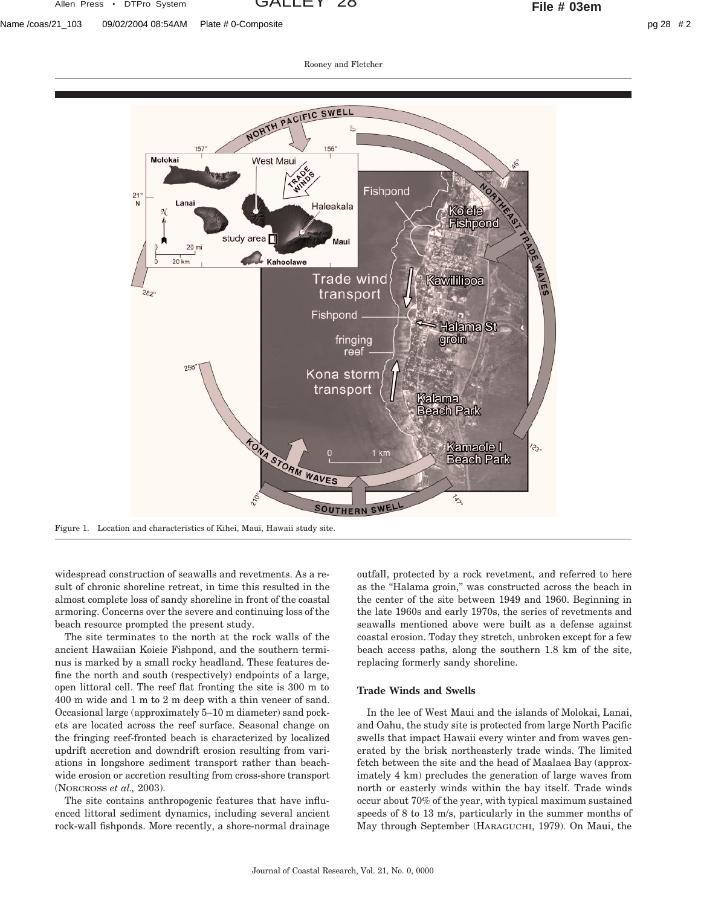Figure 1. Location and characteristics of Kihei, Maui, Hawaii study site.

widespread construction of seawalls and revetments. As a result of chronic shoreline retreat, in time this resulted in the almost complete loss of sandy shoreline in front of the coastal armoring. Concerns over the severe and continuing loss of the beach resource prompted the present study.

The site terminates to the north at the rock walls of the ancient Hawaiian Koieie Fishpond, and the southern terminus is marked by a small rocky headland. These features define the north and south (respectively) endpoints of a large, open littoral cell. The reef flat fronting the site is 300 m to 400 m wide and 1 m to 2 m deep with a thin veneer of sand. Occasional large (approximately 5–10 m diameter) sand pockets are located across the reef surface. Seasonal change on the fringing reef-fronted beach is characterized by localized updrift accretion and downdrift erosion resulting from variations in longshore sediment transport rather than beach-wide erosion or accretion resulting from cross-shore transport (NORCROSS *et al.,* 2003).

The site contains anthropogenic features that have influenced littoral sediment dynamics, including several ancient rock-wall fishponds. More recently, a shore-normal drainage outfall, protected by a rock revetment, and referred to here as the "Halama groin," was constructed across the beach in the center of the site between 1949 and 1960. Beginning in the late 1960s and early 1970s, the series of revetments and seawalls mentioned above were built as a defense against coastal erosion. Today they stretch, unbroken except for a few beach access paths, along the southern 1.8 km of the site, replacing formerly sandy shoreline.

### Trade Winds and Swells

In the lee of West Maui and the islands of Molokai, Lanai, and Oahu, the study site is protected from large North Pacific swells that impact Hawaii every winter and from waves generated by the brisk northeasterly trade winds. The limited fetch between the site and the head of Maalaea Bay (approximately 4 km) precludes the generation of large waves from north or easterly winds within the bay itself. Trade winds occur about 70% of the year, with typical maximum sustained speeds of 8 to 13 m/s, particularly in the summer months of May through September (HARAGUCHI, 1979). On Maui, the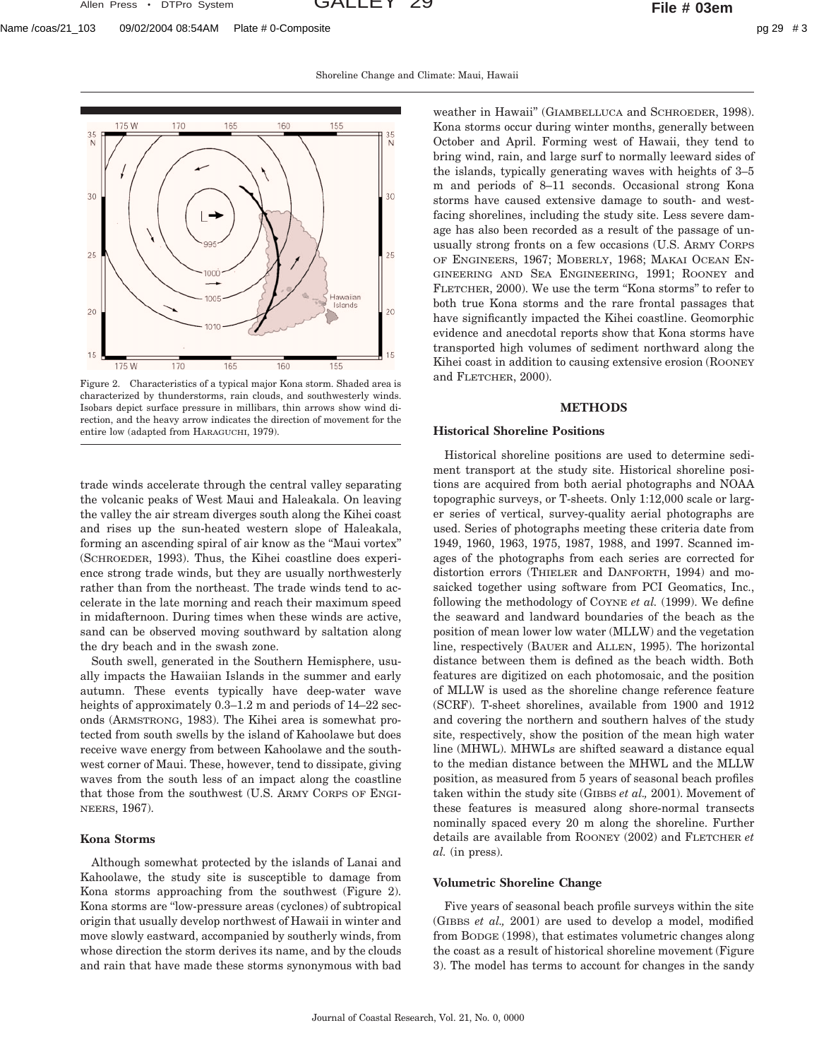Figure 2. Characteristics of a typical major Kona storm. Shaded area is characterized by thunderstorms, rain clouds, and southwesterly winds. Isobars depict surface pressure in millibars, thin arrows show wind direction, and the heavy arrow indicates the direction of movement for the entire low (adapted from HARAGUCHI, 1979).

trade winds accelerate through the central valley separating the volcanic peaks of West Maui and Haleakala. On leaving the valley the air stream diverges south along the Kihei coast and rises up the sun-heated western slope of Haleakala, forming an ascending spiral of air know as the "Maui vortex" (SCHROEDER, 1993). Thus, the Kihei coastline does experience strong trade winds, but they are usually northwesterly rather than from the northeast. The trade winds tend to accelerate in the late morning and reach their maximum speed in midafternoon. During times when these winds are active, sand can be observed moving southward by saltation along the dry beach and in the swash zone.

South swell, generated in the Southern Hemisphere, usually impacts the Hawaiian Islands in the summer and early autumn. These events typically have deep-water wave heights of approximately 0.3–1.2 m and periods of 14–22 seconds (ARMSTRONG, 1983). The Kihei area is somewhat protected from south swells by the island of Kahoolawe but does receive wave energy from between Kahoolawe and the southwest corner of Maui. These, however, tend to dissipate, giving waves from the south less of an impact along the coastline that those from the southwest (U.S. ARMY CORPS OF ENGINEERS, 1967).

### Kona Storms

Although somewhat protected by the islands of Lanai and Kahoolawe, the study site is susceptible to damage from Kona storms approaching from the southwest (Figure 2). Kona storms are "low-pressure areas (cyclones) of subtropical origin that usually develop northwest of Hawaii in winter and move slowly eastward, accompanied by southerly winds, from whose direction the storm derives its name, and by the clouds and rain that have made these storms synonymous with bad weather in Hawaii" (GIAMBELLUCA and SCHROEDER, 1998). Kona storms occur during winter months, generally between October and April. Forming west of Hawaii, they tend to bring wind, rain, and large surf to normally leeward sides of the islands, typically generating waves with heights of 3–5 m and periods of 8–11 seconds. Occasional strong Kona storms have caused extensive damage to south- and west-facing shorelines, including the study site. Less severe damage has also been recorded as a result of the passage of unusually strong fronts on a few occasions (U.S. ARMY CORPS OF ENGINEERS, 1967; MOBERLY, 1968; MAKAI OCEAN ENGINEERING AND SEA ENGINEERING, 1991; ROONEY and FLETCHER, 2000). We use the term "Kona storms" to refer to both true Kona storms and the rare frontal passages that have significantly impacted the Kihei coastline. Geomorphic evidence and anecdotal reports show that Kona storms have transported high volumes of sediment northward along the Kihei coast in addition to causing extensive erosion (ROONEY and FLETCHER, 2000).

## METHODS

### Historical Shoreline Positions

Historical shoreline positions are used to determine sediment transport at the study site. Historical shoreline positions are acquired from both aerial photographs and NOAA topographic surveys, or T-sheets. Only 1:12,000 scale or larger series of vertical, survey-quality aerial photographs are used. Series of photographs meeting these criteria date from 1949, 1960, 1963, 1975, 1987, 1988, and 1997. Scanned images of the photographs from each series are corrected for distortion errors (THIELER and DANFORTH, 1994) and mosaicked together using software from PCI Geomatics, Inc., following the methodology of COYNE *et al.* (1999). We define the seaward and landward boundaries of the beach as the position of mean lower low water (MLLW) and the vegetation line, respectively (BAUER and ALLEN, 1995). The horizontal distance between them is defined as the beach width. Both features are digitized on each photomosaic, and the position of MLLW is used as the shoreline change reference feature (SCRF). T-sheet shorelines, available from 1900 and 1912 and covering the northern and southern halves of the study site, respectively, show the position of the mean high water line (MHWL). MHWLs are shifted seaward a distance equal to the median distance between the MHWL and the MLLW position, as measured from 5 years of seasonal beach profiles taken within the study site (GIBBS *et al.,* 2001). Movement of these features is measured along shore-normal transects nominally spaced every 20 m along the shoreline. Further details are available from ROONEY (2002) and FLETCHER *et al.* (in press).

### Volumetric Shoreline Change

Five years of seasonal beach profile surveys within the site (GIBBS *et al.,* 2001) are used to develop a model, modified from BODGE (1998), that estimates volumetric changes along the coast as a result of historical shoreline movement (Figure 3). The model has terms to account for changes in the sandy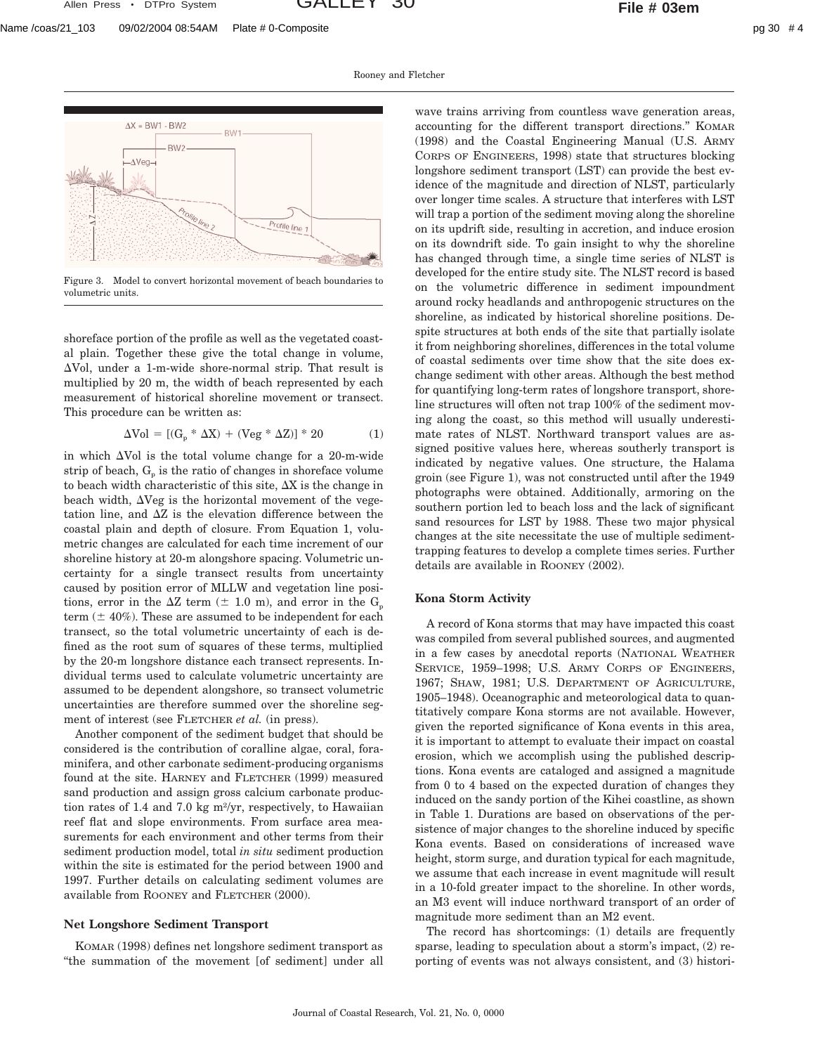Figure 3. Model to convert horizontal movement of beach boundaries to volumetric units.

shoreface portion of the profile as well as the vegetated coastal plain. Together these give the total change in volume, ΔVol, under a 1-m-wide shore-normal strip. That result is multiplied by 20 m, the width of beach represented by each measurement of historical shoreline movement or transect. This procedure can be written as:

$$\Delta Vol = [(G_p * \Delta X) + (Veg * \Delta Z)] * 20 \qquad (1)$$

in which ΔVol is the total volume change for a 20-m-wide strip of beach, $G_p$ is the ratio of changes in shoreface volume to beach width characteristic of this site, ΔX is the change in beach width, ΔVeg is the horizontal movement of the vegetation line, and ΔZ is the elevation difference between the coastal plain and depth of closure. From Equation 1, volumetric changes are calculated for each time increment of our shoreline history at 20-m alongshore spacing. Volumetric uncertainty for a single transect results from uncertainty caused by position error of MLLW and vegetation line positions, error in the ΔZ term (± 1.0 m), and error in the $G_p$ term (± 40%). These are assumed to be independent for each transect, so the total volumetric uncertainty of each is defined as the root sum of squares of these terms, multiplied by the 20-m longshore distance each transect represents. Individual terms used to calculate volumetric uncertainty are assumed to be dependent alongshore, so transect volumetric uncertainties are therefore summed over the shoreline segment of interest (see FLETCHER *et al.* (in press).

Another component of the sediment budget that should be considered is the contribution of coralline algae, coral, foraminifera, and other carbonate sediment-producing organisms found at the site. HARNEY and FLETCHER (1999) measured sand production and assign gross calcium carbonate production rates of 1.4 and 7.0 kg m²/yr, respectively, to Hawaiian reef flat and slope environments. From surface area measurements for each environment and other terms from their sediment production model, total *in situ* sediment production within the site is estimated for the period between 1900 and 1997. Further details on calculating sediment volumes are available from ROONEY and FLETCHER (2000).

### Net Longshore Sediment Transport

KOMAR (1998) defines net longshore sediment transport as "the summation of the movement [of sediment] under all wave trains arriving from countless wave generation areas, accounting for the different transport directions." KOMAR (1998) and the Coastal Engineering Manual (U.S. ARMY CORPS OF ENGINEERS, 1998) state that structures blocking longshore sediment transport (LST) can provide the best evidence of the magnitude and direction of NLST, particularly over longer time scales. A structure that interferes with LST will trap a portion of the sediment moving along the shoreline on its updrift side, resulting in accretion, and induce erosion on its downdrift side. To gain insight to why the shoreline has changed through time, a single time series of NLST is developed for the entire study site. The NLST record is based on the volumetric difference in sediment impoundment around rocky headlands and anthropogenic structures on the shoreline, as indicated by historical shoreline positions. Despite structures at both ends of the site that partially isolate it from neighboring shorelines, differences in the total volume of coastal sediments over time show that the site does exchange sediment with other areas. Although the best method for quantifying long-term rates of longshore transport, shoreline structures will often not trap 100% of the sediment moving along the coast, so this method will usually underestimate rates of NLST. Northward transport values are assigned positive values here, whereas southerly transport is indicated by negative values. One structure, the Halama groin (see Figure 1), was not constructed until after the 1949 photographs were obtained. Additionally, armoring on the southern portion led to beach loss and the lack of significant sand resources for LST by 1988. These two major physical changes at the site necessitate the use of multiple sediment-trapping features to develop a complete times series. Further details are available in ROONEY (2002).

### Kona Storm Activity

A record of Kona storms that may have impacted this coast was compiled from several published sources, and augmented in a few cases by anecdotal reports (NATIONAL WEATHER SERVICE, 1959–1998; U.S. ARMY CORPS OF ENGINEERS, 1967; SHAW, 1981; U.S. DEPARTMENT OF AGRICULTURE, 1905–1948). Oceanographic and meteorological data to quantitatively compare Kona storms are not available. However, given the reported significance of Kona events in this area, it is important to attempt to evaluate their impact on coastal erosion, which we accomplish using the published descriptions. Kona events are cataloged and assigned a magnitude from 0 to 4 based on the expected duration of changes they induced on the sandy portion of the Kihei coastline, as shown in Table 1. Durations are based on observations of the persistence of major changes to the shoreline induced by specific Kona events. Based on considerations of increased wave height, storm surge, and duration typical for each magnitude, we assume that each increase in event magnitude will result in a 10-fold greater impact to the shoreline. In other words, an M3 event will induce northward transport of an order of magnitude more sediment than an M2 event.

The record has shortcomings: (1) details are frequently sparse, leading to speculation about a storm's impact, (2) reporting of events was not always consistent, and (3) histori-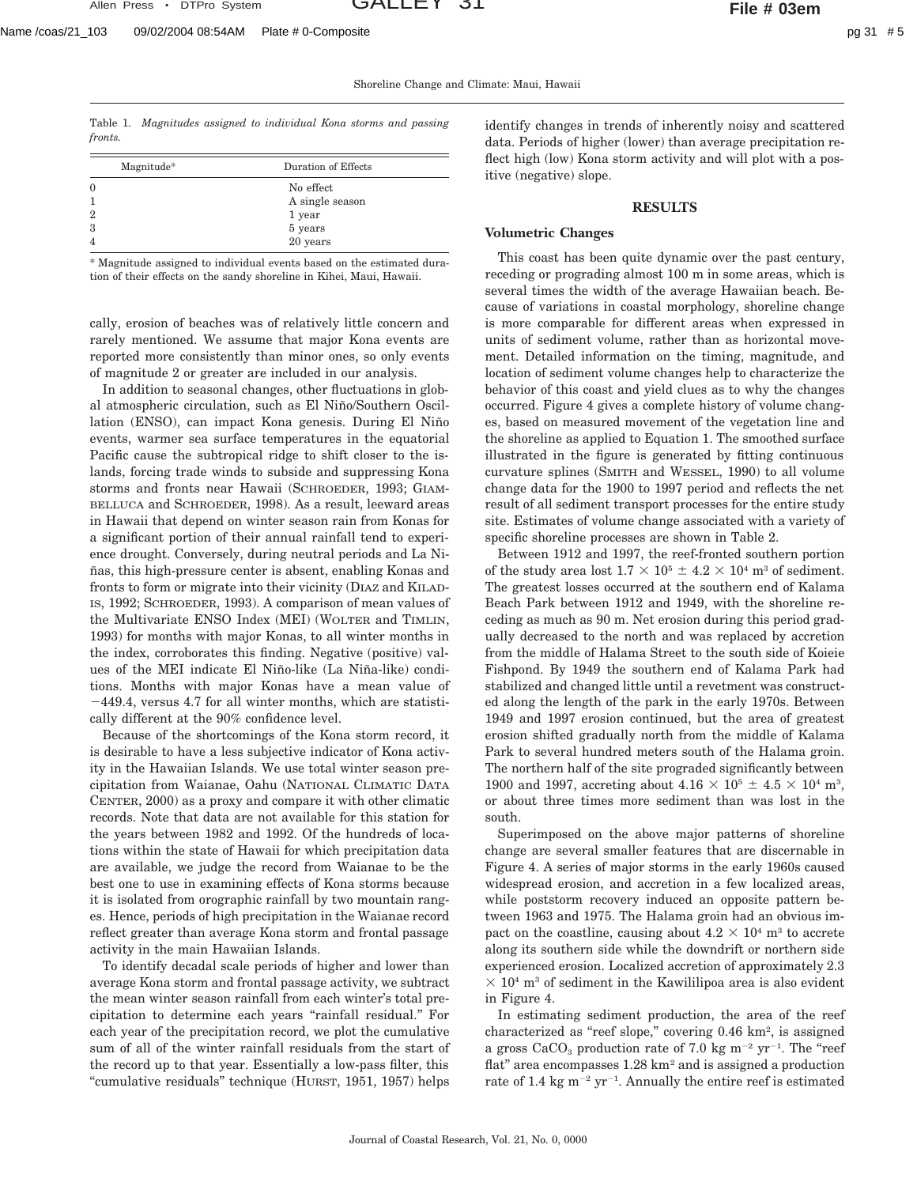Table 1. *Magnitudes assigned to individual Kona storms and passing fronts.*

| Magnitude* | Duration of Effects |
|---|---|
| 0 | No effect |
| 1 | A single season |
| 2 | 1 year |
| 3 | 5 years |
| 4 | 20 years |

* Magnitude assigned to individual events based on the estimated duration of their effects on the sandy shoreline in Kihei, Maui, Hawaii.

cally, erosion of beaches was of relatively little concern and rarely mentioned. We assume that major Kona events are reported more consistently than minor ones, so only events of magnitude 2 or greater are included in our analysis.

In addition to seasonal changes, other fluctuations in global atmospheric circulation, such as El Niño/Southern Oscillation (ENSO), can impact Kona genesis. During El Niño events, warmer sea surface temperatures in the equatorial Pacific cause the subtropical ridge to shift closer to the islands, forcing trade winds to subside and suppressing Kona storms and fronts near Hawaii (SCHROEDER, 1993; GIAMBELLUCA and SCHROEDER, 1998). As a result, leeward areas in Hawaii that depend on winter season rain from Konas for a significant portion of their annual rainfall tend to experience drought. Conversely, during neutral periods and La Niñas, this high-pressure center is absent, enabling Konas and fronts to form or migrate into their vicinity (DIAZ and KILADIS, 1992; SCHROEDER, 1993). A comparison of mean values of the Multivariate ENSO Index (MEI) (WOLTER and TIMLIN, 1993) for months with major Konas, to all winter months in the index, corroborates this finding. Negative (positive) values of the MEI indicate El Niño-like (La Niña-like) conditions. Months with major Konas have a mean value of −449.4, versus 4.7 for all winter months, which are statistically different at the 90% confidence level.

Because of the shortcomings of the Kona storm record, it is desirable to have a less subjective indicator of Kona activity in the Hawaiian Islands. We use total winter season precipitation from Waianae, Oahu (NATIONAL CLIMATIC DATA CENTER, 2000) as a proxy and compare it with other climatic records. Note that data are not available for this station for the years between 1982 and 1992. Of the hundreds of locations within the state of Hawaii for which precipitation data are available, we judge the record from Waianae to be the best one to use in examining effects of Kona storms because it is isolated from orographic rainfall by two mountain ranges. Hence, periods of high precipitation in the Waianae record reflect greater than average Kona storm and frontal passage activity in the main Hawaiian Islands.

To identify decadal scale periods of higher and lower than average Kona storm and frontal passage activity, we subtract the mean winter season rainfall from each winter's total precipitation to determine each years "rainfall residual." For each year of the precipitation record, we plot the cumulative sum of all of the winter rainfall residuals from the start of the record up to that year. Essentially a low-pass filter, this "cumulative residuals" technique (HURST, 1951, 1957) helps identify changes in trends of inherently noisy and scattered data. Periods of higher (lower) than average precipitation reflect high (low) Kona storm activity and will plot with a positive (negative) slope.

## RESULTS

### Volumetric Changes

This coast has been quite dynamic over the past century, receding or prograding almost 100 m in some areas, which is several times the width of the average Hawaiian beach. Because of variations in coastal morphology, shoreline change is more comparable for different areas when expressed in units of sediment volume, rather than as horizontal movement. Detailed information on the timing, magnitude, and location of sediment volume changes help to characterize the behavior of this coast and yield clues as to why the changes occurred. Figure 4 gives a complete history of volume changes, based on measured movement of the vegetation line and the shoreline as applied to Equation 1. The smoothed surface illustrated in the figure is generated by fitting continuous curvature splines (SMITH and WESSEL, 1990) to all volume change data for the 1900 to 1997 period and reflects the net result of all sediment transport processes for the entire study site. Estimates of volume change associated with a variety of specific shoreline processes are shown in Table 2.

Between 1912 and 1997, the reef-fronted southern portion of the study area lost $1.7 \times 10^5 \pm 4.2 \times 10^4$ $m^3$ of sediment. The greatest losses occurred at the southern end of Kalama Beach Park between 1912 and 1949, with the shoreline receding as much as 90 m. Net erosion during this period gradually decreased to the north and was replaced by accretion from the middle of Halama Street to the south side of Koieie Fishpond. By 1949 the southern end of Kalama Park had stabilized and changed little until a revetment was constructed along the length of the park in the early 1970s. Between 1949 and 1997 erosion continued, but the area of greatest erosion shifted gradually north from the middle of Kalama Park to several hundred meters south of the Halama groin. The northern half of the site prograded significantly between 1900 and 1997, accreting about $4.16 \times 10^5 \pm 4.5 \times 10^4$ $m^3$, or about three times more sediment than was lost in the south.

Superimposed on the above major patterns of shoreline change are several smaller features that are discernable in Figure 4. A series of major storms in the early 1960s caused widespread erosion, and accretion in a few localized areas, while poststorm recovery induced an opposite pattern between 1963 and 1975. The Halama groin had an obvious impact on the coastline, causing about $4.2 \times 10^4$ $m^3$ to accrete along its southern side while the downdrift or northern side experienced erosion. Localized accretion of approximately $2.3 \times 10^4$ $m^3$ of sediment in the Kawililipoa area is also evident in Figure 4.

In estimating sediment production, the area of the reef characterized as "reef slope," covering 0.46 $km^2$, is assigned a gross $CaCO_3$ production rate of 7.0 kg $m^{-2}$ $yr^{-1}$. The "reef flat" area encompasses 1.28 $km^2$ and is assigned a production rate of 1.4 kg $m^{-2}$ $yr^{-1}$. Annually the entire reef is estimated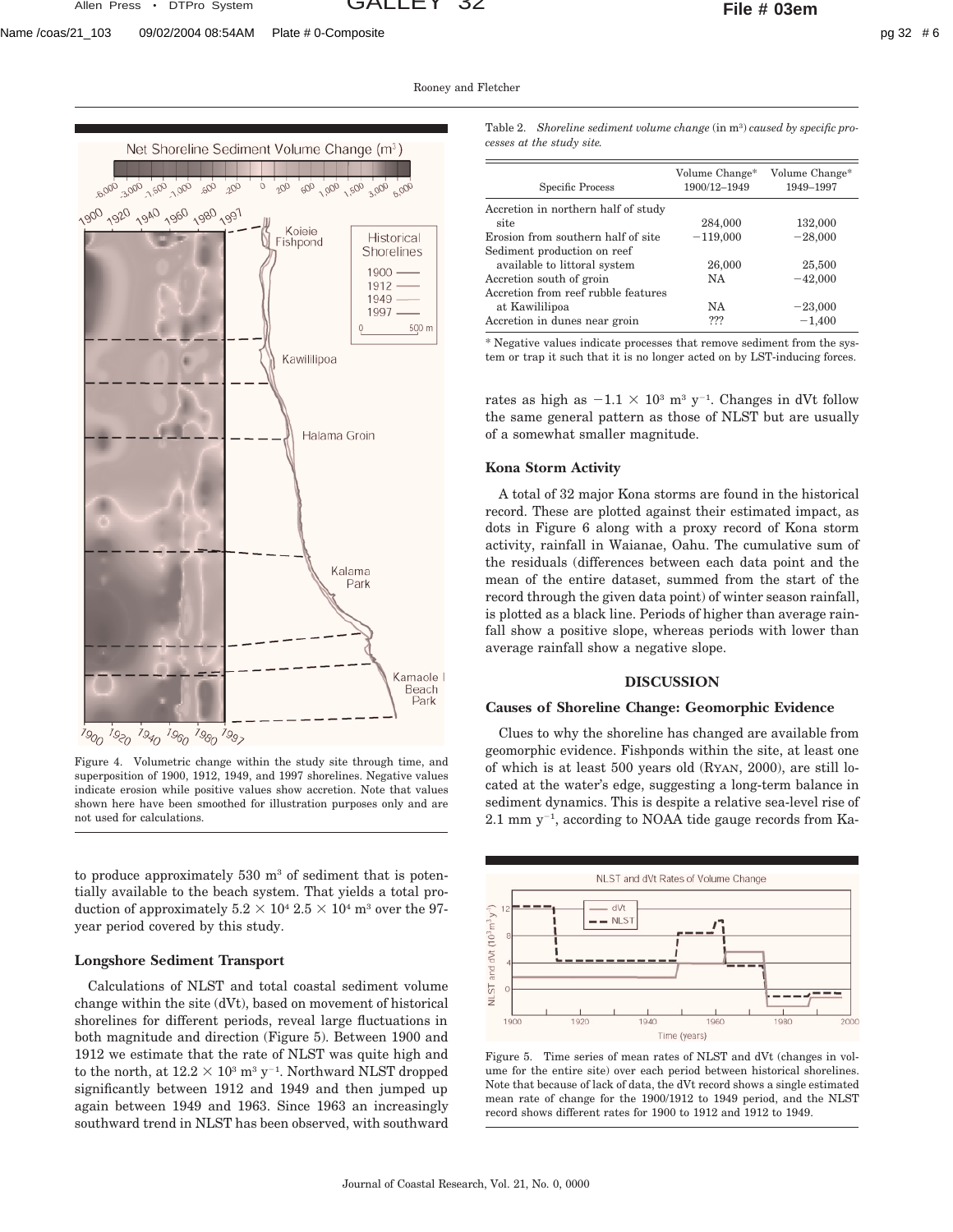Figure 4. Volumetric change within the study site through time, and superposition of 1900, 1912, 1949, and 1997 shorelines. Negative values indicate erosion while positive values show accretion. Note that values shown here have been smoothed for illustration purposes only and are not used for calculations.

to produce approximately 530 m$^3$ of sediment that is potentially available to the beach system. That yields a total production of approximately $5.2 \times 10^4$ $2.5 \times 10^4$ m$^3$ over the 97-year period covered by this study.

### Longshore Sediment Transport

Calculations of NLST and total coastal sediment volume change within the site (dVt), based on movement of historical shorelines for different periods, reveal large fluctuations in both magnitude and direction (Figure 5). Between 1900 and 1912 we estimate that the rate of NLST was quite high and to the north, at $12.2 \times 10^3$ m$^3$ y$^{-1}$. Northward NLST dropped significantly between 1912 and 1949 and then jumped up again between 1949 and 1963. Since 1963 an increasingly southward trend in NLST has been observed, with southward rates as high as $-1.1 \times 10^3$ m$^3$ y$^{-1}$. Changes in dVt follow the same general pattern as those of NLST but are usually of a somewhat smaller magnitude.

Table 2. *Shoreline sediment volume change* (in m$^3$) *caused by specific processes at the study site.*

| Specific Process | Volume Change* 1900/12–1949 | Volume Change* 1949–1997 |
|---|---|---|
| Accretion in northern half of study site | 284,000 | 132,000 |
| Erosion from southern half of site | −119,000 | −28,000 |
| Sediment production on reef available to littoral system | 26,000 | 25,500 |
| Accretion south of groin | NA | −42,000 |
| Accretion from reef rubble features at Kawililipoa | NA | −23,000 |
| Accretion in dunes near groin | ??? | −1,400 |

\* Negative values indicate processes that remove sediment from the system or trap it such that it is no longer acted on by LST-inducing forces.

### Kona Storm Activity

A total of 32 major Kona storms are found in the historical record. These are plotted against their estimated impact, as dots in Figure 6 along with a proxy record of Kona storm activity, rainfall in Waianae, Oahu. The cumulative sum of the residuals (differences between each data point and the mean of the entire dataset, summed from the start of the record through the given data point) of winter season rainfall, is plotted as a black line. Periods of higher than average rainfall show a positive slope, whereas periods with lower than average rainfall show a negative slope.

## DISCUSSION

### Causes of Shoreline Change: Geomorphic Evidence

Clues to why the shoreline has changed are available from geomorphic evidence. Fishponds within the site, at least one of which is at least 500 years old (RYAN, 2000), are still located at the water's edge, suggesting a long-term balance in sediment dynamics. This is despite a relative sea-level rise of 2.1 mm y$^{-1}$, according to NOAA tide gauge records from Ka-

Figure 5. Time series of mean rates of NLST and dVt (changes in volume for the entire site) over each period between historical shorelines. Note that because of lack of data, the dVt record shows a single estimated mean rate of change for the 1900/1912 to 1949 period, and the NLST record shows different rates for 1900 to 1912 and 1912 to 1949.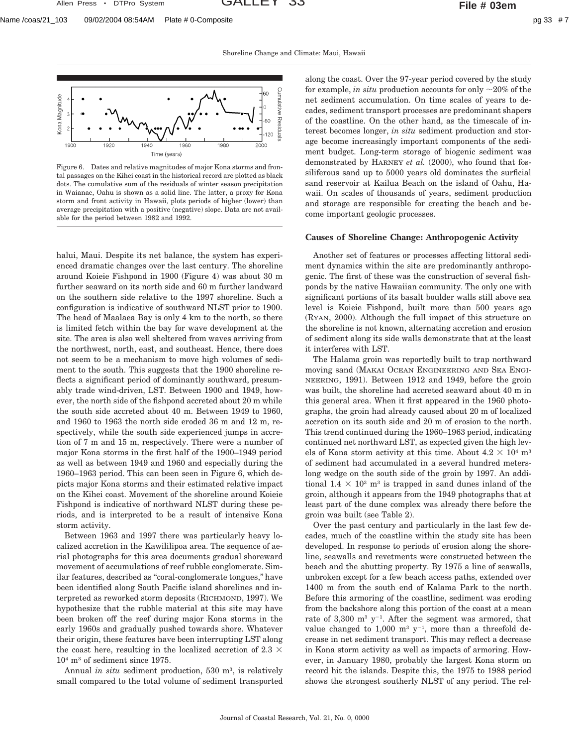Figure 6. Dates and relative magnitudes of major Kona storms and frontal passages on the Kihei coast in the historical record are plotted as black dots. The cumulative sum of the residuals of winter season precipitation in Waianae, Oahu is shown as a solid line. The latter, a proxy for Kona storm and front activity in Hawaii, plots periods of higher (lower) than average precipitation with a positive (negative) slope. Data are not available for the period between 1982 and 1992.

halui, Maui. Despite its net balance, the system has experienced dramatic changes over the last century. The shoreline around Koieie Fishpond in 1900 (Figure 4) was about 30 m further seaward on its north side and 60 m further landward on the southern side relative to the 1997 shoreline. Such a configuration is indicative of southward NLST prior to 1900. The head of Maalaea Bay is only 4 km to the north, so there is limited fetch within the bay for wave development at the site. The area is also well sheltered from waves arriving from the northwest, north, east, and southeast. Hence, there does not seem to be a mechanism to move high volumes of sediment to the south. This suggests that the 1900 shoreline reflects a significant period of dominantly southward, presumably trade wind-driven, LST. Between 1900 and 1949, however, the north side of the fishpond accreted about 20 m while the south side accreted about 40 m. Between 1949 to 1960, and 1960 to 1963 the north side eroded 36 m and 12 m, respectively, while the south side experienced jumps in accretion of 7 m and 15 m, respectively. There were a number of major Kona storms in the first half of the 1900–1949 period as well as between 1949 and 1960 and especially during the 1960–1963 period. This can been seen in Figure 6, which depicts major Kona storms and their estimated relative impact on the Kihei coast. Movement of the shoreline around Koieie Fishpond is indicative of northward NLST during these periods, and is interpreted to be a result of intensive Kona storm activity.

Between 1963 and 1997 there was particularly heavy localized accretion in the Kawililipoa area. The sequence of aerial photographs for this area documents gradual shoreward movement of accumulations of reef rubble conglomerate. Similar features, described as "coral-conglomerate tongues," have been identified along South Pacific island shorelines and interpreted as reworked storm deposits (RICHMOND, 1997). We hypothesize that the rubble material at this site may have been broken off the reef during major Kona storms in the early 1960s and gradually pushed towards shore. Whatever their origin, these features have been interrupting LST along the coast here, resulting in the localized accretion of $2.3 \times 10^4$ $m^3$ of sediment since 1975.

Annual *in situ* sediment production, 530 $m^3$, is relatively small compared to the total volume of sediment transported along the coast. Over the 97-year period covered by the study for example, *in situ* production accounts for only ~20% of the net sediment accumulation. On time scales of years to decades, sediment transport processes are predominant shapers of the coastline. On the other hand, as the timescale of interest becomes longer, *in situ* sediment production and storage become increasingly important components of the sediment budget. Long-term storage of biogenic sediment was demonstrated by HARNEY *et al.* (2000), who found that fossiliferous sand up to 5000 years old dominates the surficial sand reservoir at Kailua Beach on the island of Oahu, Hawaii. On scales of thousands of years, sediment production and storage are responsible for creating the beach and become important geologic processes.

## Causes of Shoreline Change: Anthropogenic Activity

Another set of features or processes affecting littoral sediment dynamics within the site are predominantly anthropogenic. The first of these was the construction of several fishponds by the native Hawaiian community. The only one with significant portions of its basalt boulder walls still above sea level is Koieie Fishpond, built more than 500 years ago (RYAN, 2000). Although the full impact of this structure on the shoreline is not known, alternating accretion and erosion of sediment along its side walls demonstrate that at the least it interferes with LST.

The Halama groin was reportedly built to trap northward moving sand (MAKAI OCEAN ENGINEERING AND SEA ENGINEERING, 1991). Between 1912 and 1949, before the groin was built, the shoreline had accreted seaward about 40 m in this general area. When it first appeared in the 1960 photographs, the groin had already caused about 20 m of localized accretion on its south side and 20 m of erosion to the north. This trend continued during the 1960–1963 period, indicating continued net northward LST, as expected given the high levels of Kona storm activity at this time. About $4.2 \times 10^4$ $m^3$ of sediment had accumulated in a several hundred meters-long wedge on the south side of the groin by 1997. An additional $1.4 \times 10^3$ $m^3$ is trapped in sand dunes inland of the groin, although it appears from the 1949 photographs that at least part of the dune complex was already there before the groin was built (see Table 2).

Over the past century and particularly in the last few decades, much of the coastline within the study site has been developed. In response to periods of erosion along the shoreline, seawalls and revetments were constructed between the beach and the abutting property. By 1975 a line of seawalls, unbroken except for a few beach access paths, extended over 1400 m from the south end of Kalama Park to the north. Before this armoring of the coastline, sediment was eroding from the backshore along this portion of the coast at a mean rate of 3,300 $m^3$ $y^{-1}$. After the segment was armored, that value changed to 1,000 $m^3$ $y^{-1}$, more than a threefold decrease in net sediment transport. This may reflect a decrease in Kona storm activity as well as impacts of armoring. However, in January 1980, probably the largest Kona storm on record hit the islands. Despite this, the 1975 to 1988 period shows the strongest southerly NLST of any period. The rel-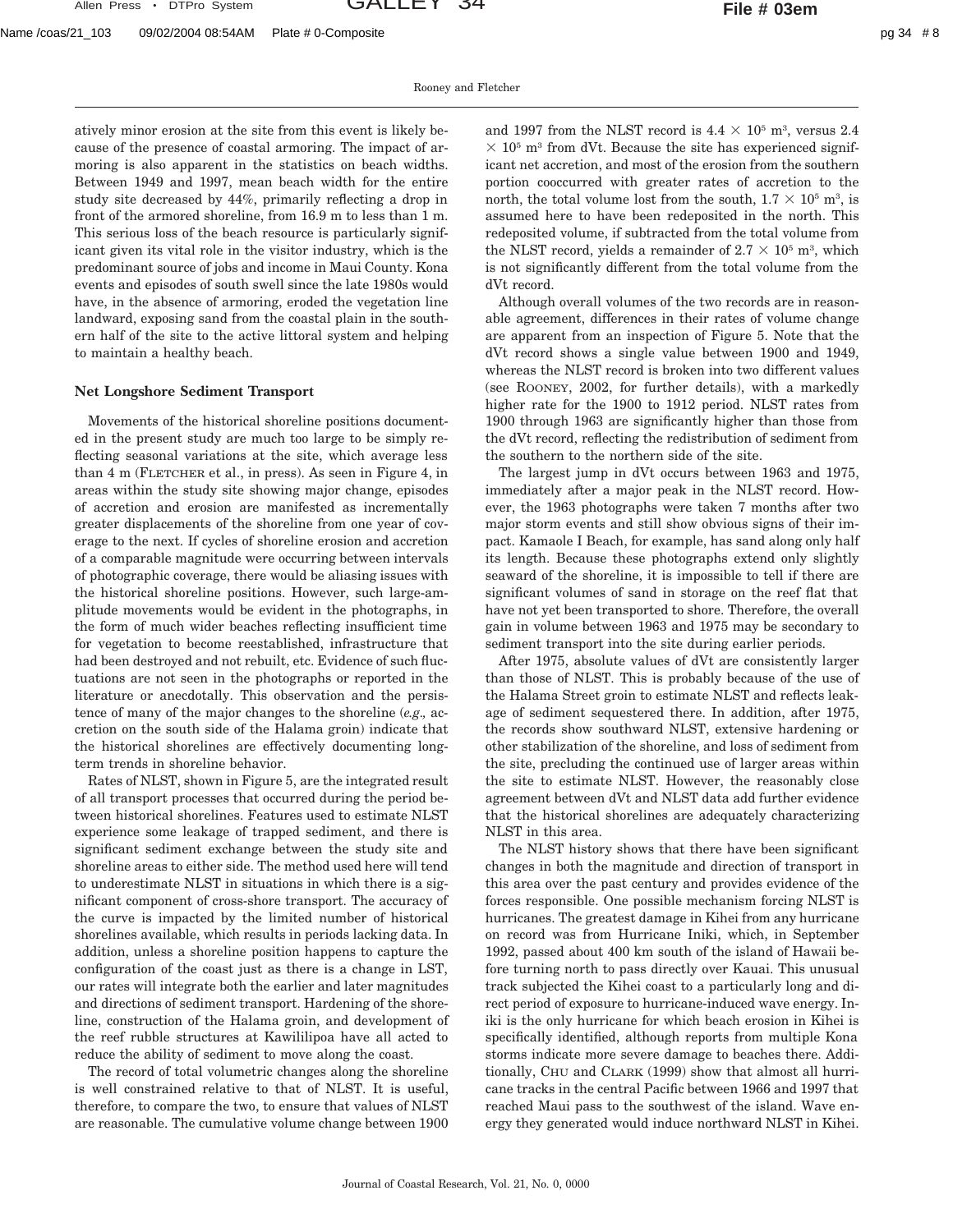atively minor erosion at the site from this event is likely because of the presence of coastal armoring. The impact of armoring is also apparent in the statistics on beach widths. Between 1949 and 1997, mean beach width for the entire study site decreased by 44%, primarily reflecting a drop in front of the armored shoreline, from 16.9 m to less than 1 m. This serious loss of the beach resource is particularly significant given its vital role in the visitor industry, which is the predominant source of jobs and income in Maui County. Kona events and episodes of south swell since the late 1980s would have, in the absence of armoring, eroded the vegetation line landward, exposing sand from the coastal plain in the southern half of the site to the active littoral system and helping to maintain a healthy beach.

### Net Longshore Sediment Transport

Movements of the historical shoreline positions documented in the present study are much too large to be simply reflecting seasonal variations at the site, which average less than 4 m (FLETCHER et al., in press). As seen in Figure 4, in areas within the study site showing major change, episodes of accretion and erosion are manifested as incrementally greater displacements of the shoreline from one year of coverage to the next. If cycles of shoreline erosion and accretion of a comparable magnitude were occurring between intervals of photographic coverage, there would be aliasing issues with the historical shoreline positions. However, such large-amplitude movements would be evident in the photographs, in the form of much wider beaches reflecting insufficient time for vegetation to become reestablished, infrastructure that had been destroyed and not rebuilt, etc. Evidence of such fluctuations are not seen in the photographs or reported in the literature or anecdotally. This observation and the persistence of many of the major changes to the shoreline (*e.g.,* accretion on the south side of the Halama groin) indicate that the historical shorelines are effectively documenting long-term trends in shoreline behavior.

Rates of NLST, shown in Figure 5, are the integrated result of all transport processes that occurred during the period between historical shorelines. Features used to estimate NLST experience some leakage of trapped sediment, and there is significant sediment exchange between the study site and shoreline areas to either side. The method used here will tend to underestimate NLST in situations in which there is a significant component of cross-shore transport. The accuracy of the curve is impacted by the limited number of historical shorelines available, which results in periods lacking data. In addition, unless a shoreline position happens to capture the configuration of the coast just as there is a change in LST, our rates will integrate both the earlier and later magnitudes and directions of sediment transport. Hardening of the shoreline, construction of the Halama groin, and development of the reef rubble structures at Kawililipoa have all acted to reduce the ability of sediment to move along the coast.

The record of total volumetric changes along the shoreline is well constrained relative to that of NLST. It is useful, therefore, to compare the two, to ensure that values of NLST are reasonable. The cumulative volume change between 1900 and 1997 from the NLST record is $4.4 \times 10^5$ m$^3$, versus $2.4 \times 10^5$ m$^3$ from dVt. Because the site has experienced significant net accretion, and most of the erosion from the southern portion cooccurred with greater rates of accretion to the north, the total volume lost from the south, $1.7 \times 10^5$ m$^3$, is assumed here to have been redeposited in the north. This redeposited volume, if subtracted from the total volume from the NLST record, yields a remainder of $2.7 \times 10^5$ m$^3$, which is not significantly different from the total volume from the dVt record.

Although overall volumes of the two records are in reasonable agreement, differences in their rates of volume change are apparent from an inspection of Figure 5. Note that the dVt record shows a single value between 1900 and 1949, whereas the NLST record is broken into two different values (see ROONEY, 2002, for further details), with a markedly higher rate for the 1900 to 1912 period. NLST rates from 1900 through 1963 are significantly higher than those from the dVt record, reflecting the redistribution of sediment from the southern to the northern side of the site.

The largest jump in dVt occurs between 1963 and 1975, immediately after a major peak in the NLST record. However, the 1963 photographs were taken 7 months after two major storm events and still show obvious signs of their impact. Kamaole I Beach, for example, has sand along only half its length. Because these photographs extend only slightly seaward of the shoreline, it is impossible to tell if there are significant volumes of sand in storage on the reef flat that have not yet been transported to shore. Therefore, the overall gain in volume between 1963 and 1975 may be secondary to sediment transport into the site during earlier periods.

After 1975, absolute values of dVt are consistently larger than those of NLST. This is probably because of the use of the Halama Street groin to estimate NLST and reflects leakage of sediment sequestered there. In addition, after 1975, the records show southward NLST, extensive hardening or other stabilization of the shoreline, and loss of sediment from the site, precluding the continued use of larger areas within the site to estimate NLST. However, the reasonably close agreement between dVt and NLST data add further evidence that the historical shorelines are adequately characterizing NLST in this area.

The NLST history shows that there have been significant changes in both the magnitude and direction of transport in this area over the past century and provides evidence of the forces responsible. One possible mechanism forcing NLST is hurricanes. The greatest damage in Kihei from any hurricane on record was from Hurricane Iniki, which, in September 1992, passed about 400 km south of the island of Hawaii before turning north to pass directly over Kauai. This unusual track subjected the Kihei coast to a particularly long and direct period of exposure to hurricane-induced wave energy. Iniki is the only hurricane for which beach erosion in Kihei is specifically identified, although reports from multiple Kona storms indicate more severe damage to beaches there. Additionally, CHU and CLARK (1999) show that almost all hurricane tracks in the central Pacific between 1966 and 1997 that reached Maui pass to the southwest of the island. Wave energy they generated would induce northward NLST in Kihei.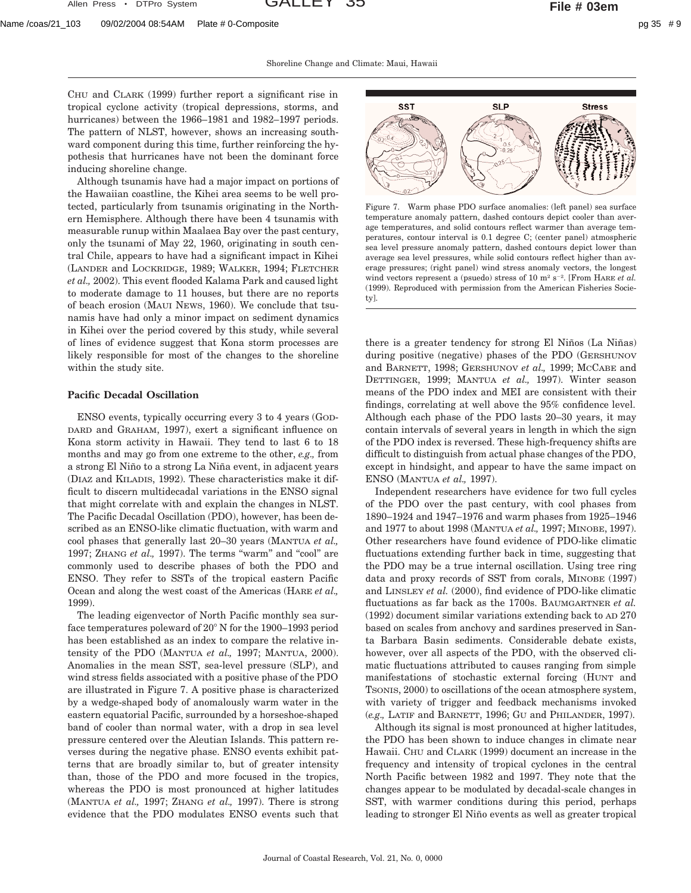CHU and CLARK (1999) further report a significant rise in tropical cyclone activity (tropical depressions, storms, and hurricanes) between the 1966–1981 and 1982–1997 periods. The pattern of NLST, however, shows an increasing southward component during this time, further reinforcing the hypothesis that hurricanes have not been the dominant force inducing shoreline change.

Although tsunamis have had a major impact on portions of the Hawaiian coastline, the Kihei area seems to be well protected, particularly from tsunamis originating in the Northern Hemisphere. Although there have been 4 tsunamis with measurable runup within Maalaea Bay over the past century, only the tsunami of May 22, 1960, originating in south central Chile, appears to have had a significant impact in Kihei (LANDER and LOCKRIDGE, 1989; WALKER, 1994; FLETCHER *et al.,* 2002). This event flooded Kalama Park and caused light to moderate damage to 11 houses, but there are no reports of beach erosion (MAUI NEWS, 1960). We conclude that tsunamis have had only a minor impact on sediment dynamics in Kihei over the period covered by this study, while several of lines of evidence suggest that Kona storm processes are likely responsible for most of the changes to the shoreline within the study site.

### Pacific Decadal Oscillation

ENSO events, typically occurring every 3 to 4 years (GODDARD and GRAHAM, 1997), exert a significant influence on Kona storm activity in Hawaii. They tend to last 6 to 18 months and may go from one extreme to the other, *e.g.,* from a strong El Niño to a strong La Niña event, in adjacent years (DIAZ and KILADIS, 1992). These characteristics make it difficult to discern multidecadal variations in the ENSO signal that might correlate with and explain the changes in NLST. The Pacific Decadal Oscillation (PDO), however, has been described as an ENSO-like climatic fluctuation, with warm and cool phases that generally last 20–30 years (MANTUA *et al.,* 1997; ZHANG *et al.,* 1997). The terms "warm" and "cool" are commonly used to describe phases of both the PDO and ENSO. They refer to SSTs of the tropical eastern Pacific Ocean and along the west coast of the Americas (HARE *et al.,* 1999).

The leading eigenvector of North Pacific monthly sea surface temperatures poleward of 20° N for the 1900–1993 period has been established as an index to compare the relative intensity of the PDO (MANTUA *et al.,* 1997; MANTUA, 2000). Anomalies in the mean SST, sea-level pressure (SLP), and wind stress fields associated with a positive phase of the PDO are illustrated in Figure 7. A positive phase is characterized by a wedge-shaped body of anomalously warm water in the eastern equatorial Pacific, surrounded by a horseshoe-shaped band of cooler than normal water, with a drop in sea level pressure centered over the Aleutian Islands. This pattern reverses during the negative phase. ENSO events exhibit patterns that are broadly similar to, but of greater intensity than, those of the PDO and more focused in the tropics, whereas the PDO is most pronounced at higher latitudes (MANTUA *et al.,* 1997; ZHANG *et al.,* 1997). There is strong evidence that the PDO modulates ENSO events such that there is a greater tendency for strong El Niños (La Niñas) during positive (negative) phases of the PDO (GERSHUNOV and BARNETT, 1998; GERSHUNOV *et al.,* 1999; MCCABE and DETTINGER, 1999; MANTUA *et al.,* 1997). Winter season means of the PDO index and MEI are consistent with their findings, correlating at well above the 95% confidence level. Although each phase of the PDO lasts 20–30 years, it may contain intervals of several years in length in which the sign of the PDO index is reversed. These high-frequency shifts are difficult to distinguish from actual phase changes of the PDO, except in hindsight, and appear to have the same impact on ENSO (MANTUA *et al.,* 1997).

Figure 7. Warm phase PDO surface anomalies: (left panel) sea surface temperature anomaly pattern, dashed contours depict cooler than average temperatures, and solid contours reflect warmer than average temperatures, contour interval is 0.1 degree C; (center panel) atmospheric sea level pressure anomaly pattern, dashed contours depict lower than average sea level pressures, while solid contours reflect higher than average pressures; (right panel) wind stress anomaly vectors, the longest wind vectors represent a (psuedo) stress of 10 $m^2 s^{-2}$. [From HARE *et al.* (1999). Reproduced with permission from the American Fisheries Society].

Independent researchers have evidence for two full cycles of the PDO over the past century, with cool phases from 1890–1924 and 1947–1976 and warm phases from 1925–1946 and 1977 to about 1998 (MANTUA *et al.,* 1997; MINOBE, 1997). Other researchers have found evidence of PDO-like climatic fluctuations extending further back in time, suggesting that the PDO may be a true internal oscillation. Using tree ring data and proxy records of SST from corals, MINOBE (1997) and LINSLEY *et al.* (2000), find evidence of PDO-like climatic fluctuations as far back as the 1700s. BAUMGARTNER *et al.* (1992) document similar variations extending back to AD 270 based on scales from anchovy and sardines preserved in Santa Barbara Basin sediments. Considerable debate exists, however, over all aspects of the PDO, with the observed climatic fluctuations attributed to causes ranging from simple manifestations of stochastic external forcing (HUNT and TSONIS, 2000) to oscillations of the ocean atmosphere system, with variety of trigger and feedback mechanisms invoked (*e.g.,* LATIF and BARNETT, 1996; GU and PHILANDER, 1997).

Although its signal is most pronounced at higher latitudes, the PDO has been shown to induce changes in climate near Hawaii. CHU and CLARK (1999) document an increase in the frequency and intensity of tropical cyclones in the central North Pacific between 1982 and 1997. They note that the changes appear to be modulated by decadal-scale changes in SST, with warmer conditions during this period, perhaps leading to stronger El Niño events as well as greater tropical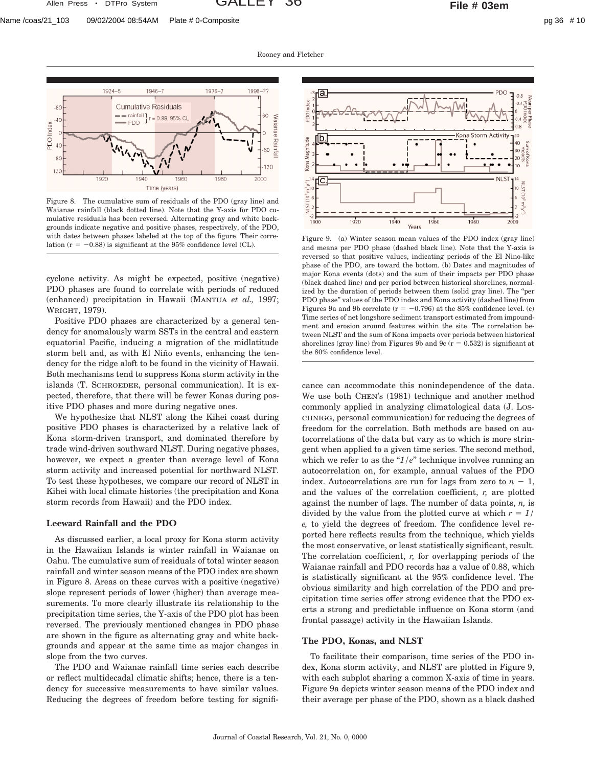Figure 8. The cumulative sum of residuals of the PDO (gray line) and Waianae rainfall (black dotted line). Note that the Y-axis for PDO cumulative residuals has been reversed. Alternating gray and white backgrounds indicate negative and positive phases, respectively, of the PDO, with dates between phases labeled at the top of the figure. Their correlation ($r = -0.88$) is significant at the 95% confidence level (CL).

Figure 9. (a) Winter season mean values of the PDO index (gray line) and means per PDO phase (dashed black line). Note that the Y-axis is reversed so that positive values, indicating periods of the El Nino-like phase of the PDO, are toward the bottom. (b) Dates and magnitudes of major Kona events (dots) and the sum of their impacts per PDO phase (black dashed line) and per period between historical shorelines, normalized by the duration of periods between them (solid gray line). The "per PDO phase" values of the PDO index and Kona activity (dashed line) from Figures 9a and 9b correlate ($r = -0.796$) at the 85% confidence level. (c) Time series of net longshore sediment transport estimated from impoundment and erosion around features within the site. The correlation between NLST and the sum of Kona impacts over periods between historical shorelines (gray line) from Figures 9b and 9c ($r = 0.532$) is significant at the 80% confidence level.

cyclone activity. As might be expected, positive (negative) PDO phases are found to correlate with periods of reduced (enhanced) precipitation in Hawaii (Mantua *et al.,* 1997; Wright, 1979).

Positive PDO phases are characterized by a general tendency for anomalously warm SSTs in the central and eastern equatorial Pacific, inducing a migration of the midlatitude storm belt and, as with El Niño events, enhancing the tendency for the ridge aloft to be found in the vicinity of Hawaii. Both mechanisms tend to suppress Kona storm activity in the islands (T. Schroeder, personal communication). It is expected, therefore, that there will be fewer Konas during positive PDO phases and more during negative ones.

We hypothesize that NLST along the Kihei coast during positive PDO phases is characterized by a relative lack of Kona storm-driven transport, and dominated therefore by trade wind-driven southward NLST. During negative phases, however, we expect a greater than average level of Kona storm activity and increased potential for northward NLST. To test these hypotheses, we compare our record of NLST in Kihei with local climate histories (the precipitation and Kona storm records from Hawaii) and the PDO index.

### Leeward Rainfall and the PDO

As discussed earlier, a local proxy for Kona storm activity in the Hawaiian Islands is winter rainfall in Waianae on Oahu. The cumulative sum of residuals of total winter season rainfall and winter season means of the PDO index are shown in Figure 8. Areas on these curves with a positive (negative) slope represent periods of lower (higher) than average measurements. To more clearly illustrate its relationship to the precipitation time series, the Y-axis of the PDO plot has been reversed. The previously mentioned changes in PDO phase are shown in the figure as alternating gray and white backgrounds and appear at the same time as major changes in slope from the two curves.

The PDO and Waianae rainfall time series each describe or reflect multidecadal climatic shifts; hence, there is a tendency for successive measurements to have similar values. Reducing the degrees of freedom before testing for significance can accommodate this nonindependence of the data. We use both Chen's (1981) technique and another method commonly applied in analyzing climatological data (J. Loschnigg, personal communication) for reducing the degrees of freedom for the correlation. Both methods are based on autocorrelations of the data but vary as to which is more stringent when applied to a given time series. The second method, which we refer to as the "$1/e$" technique involves running an autocorrelation on, for example, annual values of the PDO index. Autocorrelations are run for lags from zero to $n - 1$, and the values of the correlation coefficient, *r,* are plotted against the number of lags. The number of data points, *n,* is divided by the value from the plotted curve at which $r = 1/e$, to yield the degrees of freedom. The confidence level reported here reflects results from the technique, which yields the most conservative, or least statistically significant, result. The correlation coefficient, *r,* for overlapping periods of the Waianae rainfall and PDO records has a value of 0.88, which is statistically significant at the 95% confidence level. The obvious similarity and high correlation of the PDO and precipitation time series offer strong evidence that the PDO exerts a strong and predictable influence on Kona storm (and frontal passage) activity in the Hawaiian Islands.

### The PDO, Konas, and NLST

To facilitate their comparison, time series of the PDO index, Kona storm activity, and NLST are plotted in Figure 9, with each subplot sharing a common X-axis of time in years. Figure 9a depicts winter season means of the PDO index and their average per phase of the PDO, shown as a black dashed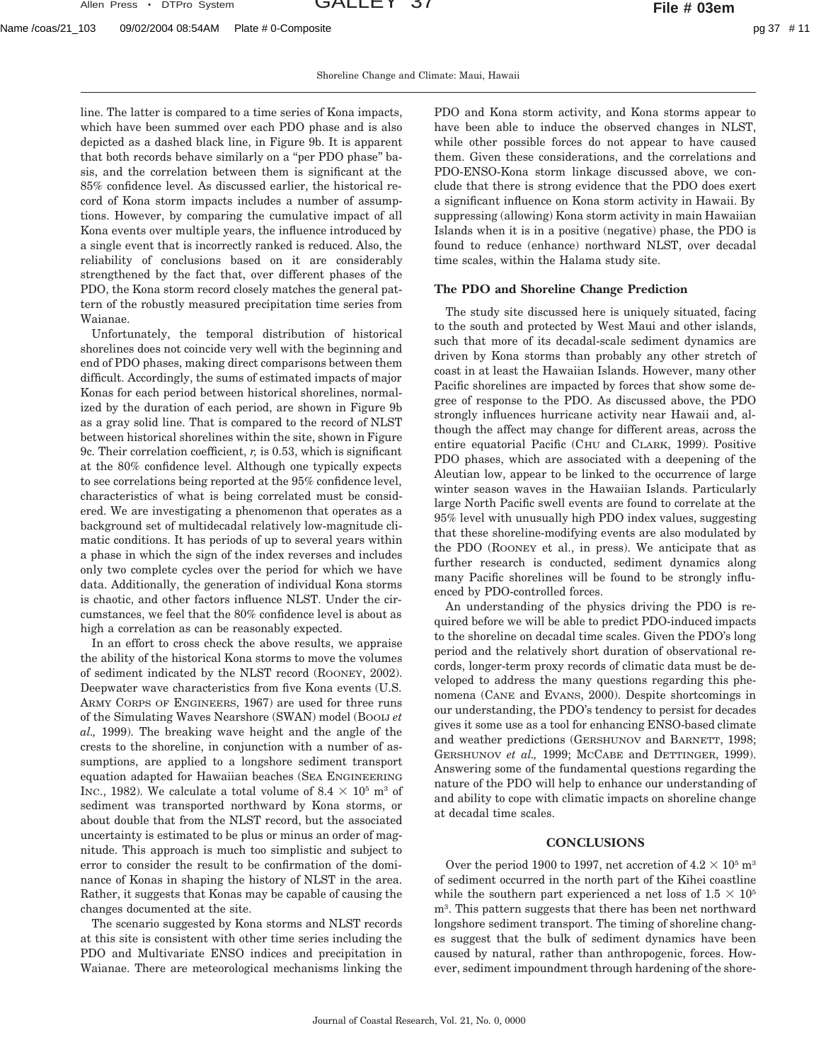line. The latter is compared to a time series of Kona impacts, which have been summed over each PDO phase and is also depicted as a dashed black line, in Figure 9b. It is apparent that both records behave similarly on a "per PDO phase" basis, and the correlation between them is significant at the 85% confidence level. As discussed earlier, the historical record of Kona storm impacts includes a number of assumptions. However, by comparing the cumulative impact of all Kona events over multiple years, the influence introduced by a single event that is incorrectly ranked is reduced. Also, the reliability of conclusions based on it are considerably strengthened by the fact that, over different phases of the PDO, the Kona storm record closely matches the general pattern of the robustly measured precipitation time series from Waianae.

Unfortunately, the temporal distribution of historical shorelines does not coincide very well with the beginning and end of PDO phases, making direct comparisons between them difficult. Accordingly, the sums of estimated impacts of major Konas for each period between historical shorelines, normalized by the duration of each period, are shown in Figure 9b as a gray solid line. That is compared to the record of NLST between historical shorelines within the site, shown in Figure 9c. Their correlation coefficient, *r,* is 0.53, which is significant at the 80% confidence level. Although one typically expects to see correlations being reported at the 95% confidence level, characteristics of what is being correlated must be considered. We are investigating a phenomenon that operates as a background set of multidecadal relatively low-magnitude climatic conditions. It has periods of up to several years within a phase in which the sign of the index reverses and includes only two complete cycles over the period for which we have data. Additionally, the generation of individual Kona storms is chaotic, and other factors influence NLST. Under the circumstances, we feel that the 80% confidence level is about as high a correlation as can be reasonably expected.

In an effort to cross check the above results, we appraise the ability of the historical Kona storms to move the volumes of sediment indicated by the NLST record (ROONEY, 2002). Deepwater wave characteristics from five Kona events (U.S. ARMY CORPS OF ENGINEERS, 1967) are used for three runs of the Simulating Waves Nearshore (SWAN) model (BOOIJ *et al.,* 1999). The breaking wave height and the angle of the crests to the shoreline, in conjunction with a number of assumptions, are applied to a longshore sediment transport equation adapted for Hawaiian beaches (SEA ENGINEERING INC., 1982). We calculate a total volume of $8.4 \times 10^5$ m$^3$ of sediment was transported northward by Kona storms, or about double that from the NLST record, but the associated uncertainty is estimated to be plus or minus an order of magnitude. This approach is much too simplistic and subject to error to consider the result to be confirmation of the dominance of Konas in shaping the history of NLST in the area. Rather, it suggests that Konas may be capable of causing the changes documented at the site.

The scenario suggested by Kona storms and NLST records at this site is consistent with other time series including the PDO and Multivariate ENSO indices and precipitation in Waianae. There are meteorological mechanisms linking the PDO and Kona storm activity, and Kona storms appear to have been able to induce the observed changes in NLST, while other possible forces do not appear to have caused them. Given these considerations, and the correlations and PDO-ENSO-Kona storm linkage discussed above, we conclude that there is strong evidence that the PDO does exert a significant influence on Kona storm activity in Hawaii. By suppressing (allowing) Kona storm activity in main Hawaiian Islands when it is in a positive (negative) phase, the PDO is found to reduce (enhance) northward NLST, over decadal time scales, within the Halama study site.

### The PDO and Shoreline Change Prediction

The study site discussed here is uniquely situated, facing to the south and protected by West Maui and other islands, such that more of its decadal-scale sediment dynamics are driven by Kona storms than probably any other stretch of coast in at least the Hawaiian Islands. However, many other Pacific shorelines are impacted by forces that show some degree of response to the PDO. As discussed above, the PDO strongly influences hurricane activity near Hawaii and, although the affect may change for different areas, across the entire equatorial Pacific (CHU and CLARK, 1999). Positive PDO phases, which are associated with a deepening of the Aleutian low, appear to be linked to the occurrence of large winter season waves in the Hawaiian Islands. Particularly large North Pacific swell events are found to correlate at the 95% level with unusually high PDO index values, suggesting that these shoreline-modifying events are also modulated by the PDO (ROONEY et al., in press). We anticipate that as further research is conducted, sediment dynamics along many Pacific shorelines will be found to be strongly influenced by PDO-controlled forces.

An understanding of the physics driving the PDO is required before we will be able to predict PDO-induced impacts to the shoreline on decadal time scales. Given the PDO's long period and the relatively short duration of observational records, longer-term proxy records of climatic data must be developed to address the many questions regarding this phenomena (CANE and EVANS, 2000). Despite shortcomings in our understanding, the PDO's tendency to persist for decades gives it some use as a tool for enhancing ENSO-based climate and weather predictions (GERSHUNOV and BARNETT, 1998; GERSHUNOV *et al.,* 1999; MCCABE and DETTINGER, 1999). Answering some of the fundamental questions regarding the nature of the PDO will help to enhance our understanding of and ability to cope with climatic impacts on shoreline change at decadal time scales.

## CONCLUSIONS

Over the period 1900 to 1997, net accretion of $4.2 \times 10^5$ m$^3$ of sediment occurred in the north part of the Kihei coastline while the southern part experienced a net loss of $1.5 \times 10^5$ m$^3$. This pattern suggests that there has been net northward longshore sediment transport. The timing of shoreline changes suggest that the bulk of sediment dynamics have been caused by natural, rather than anthropogenic, forces. However, sediment impoundment through hardening of the shore-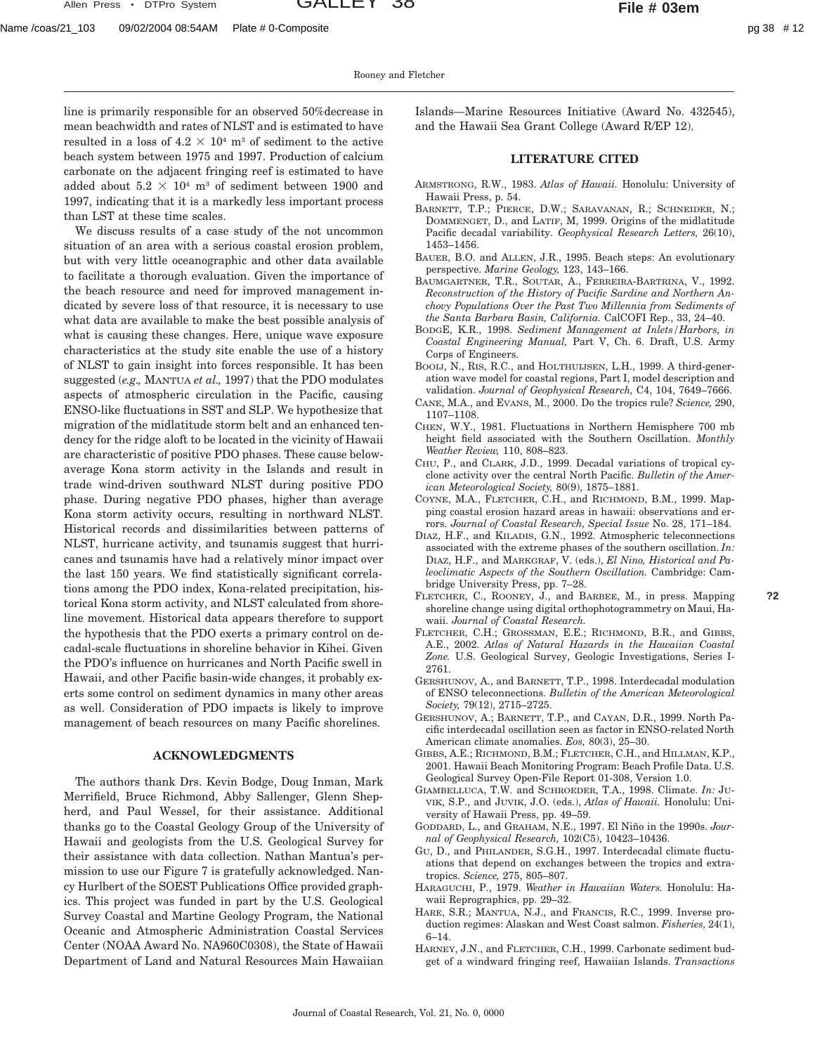line is primarily responsible for an observed 50%decrease in mean beachwidth and rates of NLST and is estimated to have resulted in a loss of $4.2 \times 10^4$ m$^3$ of sediment to the active beach system between 1975 and 1997. Production of calcium carbonate on the adjacent fringing reef is estimated to have added about $5.2 \times 10^4$ m$^3$ of sediment between 1900 and 1997, indicating that it is a markedly less important process than LST at these time scales.

We discuss results of a case study of the not uncommon situation of an area with a serious coastal erosion problem, but with very little oceanographic and other data available to facilitate a thorough evaluation. Given the importance of the beach resource and need for improved management indicated by severe loss of that resource, it is necessary to use what data are available to make the best possible analysis of what is causing these changes. Here, unique wave exposure characteristics at the study site enable the use of a history of NLST to gain insight into forces responsible. It has been suggested (*e.g.,* MANTUA *et al.,* 1997) that the PDO modulates aspects of atmospheric circulation in the Pacific, causing ENSO-like fluctuations in SST and SLP. We hypothesize that migration of the midlatitude storm belt and an enhanced tendency for the ridge aloft to be located in the vicinity of Hawaii are characteristic of positive PDO phases. These cause below-average Kona storm activity in the Islands and result in trade wind-driven southward NLST during positive PDO phase. During negative PDO phases, higher than average Kona storm activity occurs, resulting in northward NLST. Historical records and dissimilarities between patterns of NLST, hurricane activity, and tsunamis suggest that hurricanes and tsunamis have had a relatively minor impact over the last 150 years. We find statistically significant correlations among the PDO index, Kona-related precipitation, historical Kona storm activity, and NLST calculated from shoreline movement. Historical data appears therefore to support the hypothesis that the PDO exerts a primary control on decadal-scale fluctuations in shoreline behavior in Kihei. Given the PDO's influence on hurricanes and North Pacific swell in Hawaii, and other Pacific basin-wide changes, it probably exerts some control on sediment dynamics in many other areas as well. Consideration of PDO impacts is likely to improve management of beach resources on many Pacific shorelines.

## ACKNOWLEDGMENTS

The authors thank Drs. Kevin Bodge, Doug Inman, Mark Merrifield, Bruce Richmond, Abby Sallenger, Glenn Shepherd, and Paul Wessel, for their assistance. Additional thanks go to the Coastal Geology Group of the University of Hawaii and geologists from the U.S. Geological Survey for their assistance with data collection. Nathan Mantua's permission to use our Figure 7 is gratefully acknowledged. Nancy Hurlbert of the SOEST Publications Office provided graphics. This project was funded in part by the U.S. Geological Survey Coastal and Martine Geology Program, the National Oceanic and Atmospheric Administration Coastal Services Center (NOAA Award No. NA960C0308), the State of Hawaii Department of Land and Natural Resources Main Hawaiian Islands—Marine Resources Initiative (Award No. 432545), and the Hawaii Sea Grant College (Award R/EP 12).

## LITERATURE CITED

ARMSTRONG, R.W., 1983. *Atlas of Hawaii.* Honolulu: University of Hawaii Press, p. 54.

BARNETT, T.P.; PIERCE, D.W.; SARAVANAN, R.; SCHNEIDER, N.; DOMMENGET, D., and LATIF, M, 1999. Origins of the midlatitude Pacific decadal variability. *Geophysical Research Letters,* 26(10), 1453–1456.

BAUER, B.O. and ALLEN, J.R., 1995. Beach steps: An evolutionary perspective. *Marine Geology,* 123, 143–166.

BAUMGARTNER, T.R., SOUTAR, A., FERREIRA-BARTRINA, V., 1992. *Reconstruction of the History of Pacific Sardine and Northern Anchovy Populations Over the Past Two Millennia from Sediments of the Santa Barbara Basin, California.* CalCOFI Rep., 33, 24–40.

BODGE, K.R., 1998. *Sediment Management at Inlets/Harbors, in Coastal Engineering Manual,* Part V, Ch. 6. Draft, U.S. Army Corps of Engineers.

BOOIJ, N., RIS, R.C., and HOLTHUIJSEN, L.H., 1999. A third-generation wave model for coastal regions, Part I, model description and validation. *Journal of Geophysical Research,* C4, 104, 7649–7666.

CANE, M.A., and EVANS, M., 2000. Do the tropics rule? *Science,* 290, 1107–1108.

CHEN, W.Y., 1981. Fluctuations in Northern Hemisphere 700 mb height field associated with the Southern Oscillation. *Monthly Weather Review,* 110, 808–823.

CHU, P., and CLARK, J.D., 1999. Decadal variations of tropical cyclone activity over the central North Pacific. *Bulletin of the American Meteorological Society,* 80(9), 1875–1881.

COYNE, M.A., FLETCHER, C.H., and RICHMOND, B.M., 1999. Mapping coastal erosion hazard areas in hawaii: observations and errors. *Journal of Coastal Research, Special Issue* No. 28, 171–184.

DIAZ, H.F., and KILADIS, G.N., 1992. Atmospheric teleconnections associated with the extreme phases of the southern oscillation. *In:* DIAZ, H.F., and MARKGRAF, V. (eds.), *El Nino, Historical and Paleoclimatic Aspects of the Southern Oscillation.* Cambridge: Cambridge University Press, pp. 7–28.

FLETCHER, C., ROONEY, J., and BARBEE, M., in press. Mapping shoreline change using digital orthophotogrammetry on Maui, Hawaii. *Journal of Coastal Research.*

FLETCHER, C.H.; GROSSMAN, E.E.; RICHMOND, B.R., and GIBBS, A.E., 2002. *Atlas of Natural Hazards in the Hawaiian Coastal Zone.* U.S. Geological Survey, Geologic Investigations, Series I-2761.

GERSHUNOV, A., and BARNETT, T.P., 1998. Interdecadal modulation of ENSO teleconnections. *Bulletin of the American Meteorological Society,* 79(12), 2715–2725.

GERSHUNOV, A.; BARNETT, T.P., and CAYAN, D.R., 1999. North Pacific interdecadal oscillation seen as factor in ENSO-related North American climate anomalies. *Eos,* 80(3), 25–30.

GIBBS, A.E.; RICHMOND, B.M.; FLETCHER, C.H., and HILLMAN, K.P., 2001. Hawaii Beach Monitoring Program: Beach Profile Data. U.S. Geological Survey Open-File Report 01-308, Version 1.0.

GIAMBELLUCA, T.W. and SCHROEDER, T.A., 1998. Climate. *In:* JUVIK, S.P., and JUVIK, J.O. (eds.), *Atlas of Hawaii.* Honolulu: University of Hawaii Press, pp. 49–59.

GODDARD, L., and GRAHAM, N.E., 1997. El Niño in the 1990s. *Journal of Geophysical Research,* 102(C5), 10423–10436.

GU, D., and PHILANDER, S.G.H., 1997. Interdecadal climate fluctuations that depend on exchanges between the tropics and extratropics. *Science,* 275, 805–807.

HARAGUCHI, P., 1979. *Weather in Hawaiian Waters.* Honolulu: Hawaii Reprographics, pp. 29–32.

HARE, S.R.; MANTUA, N.J., and FRANCIS, R.C., 1999. Inverse production regimes: Alaskan and West Coast salmon. *Fisheries,* 24(1), 6–14.

HARNEY, J.N., and FLETCHER, C.H., 1999. Carbonate sediment budget of a windward fringing reef, Hawaiian Islands. *Transactions*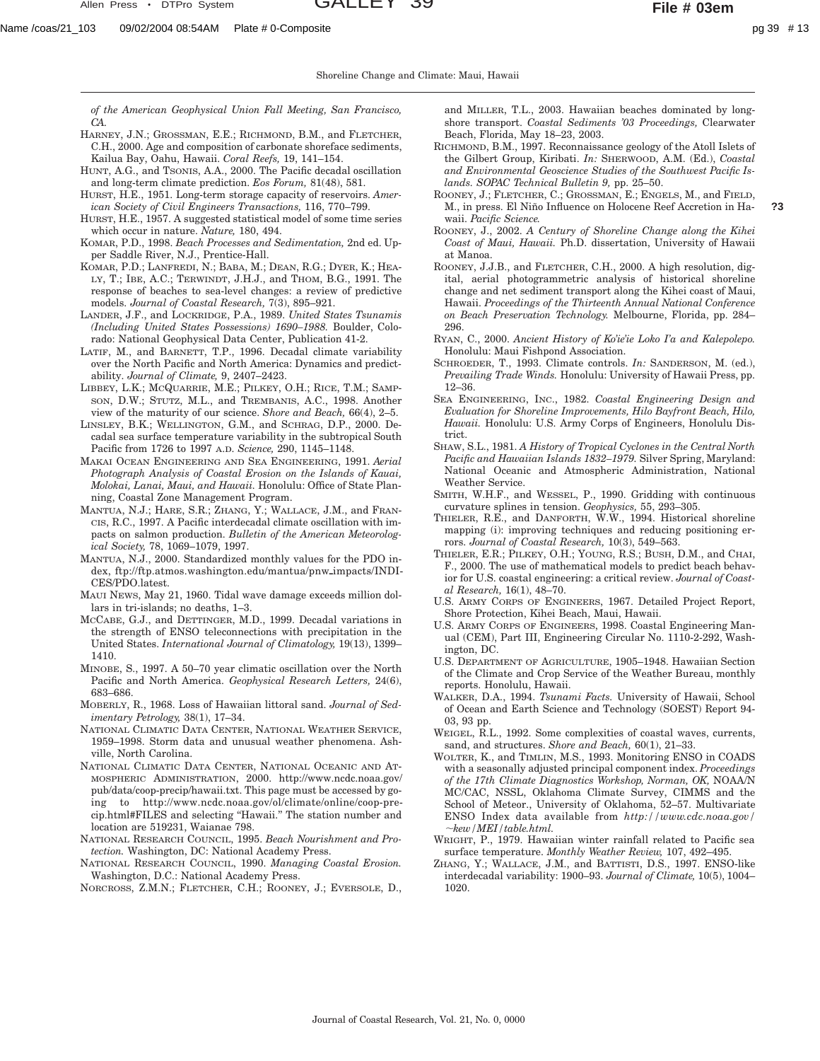*of the American Geophysical Union Fall Meeting, San Francisco, CA.*

HARNEY, J.N.; GROSSMAN, E.E.; RICHMOND, B.M., and FLETCHER, C.H., 2000. Age and composition of carbonate shoreface sediments, Kailua Bay, Oahu, Hawaii. *Coral Reefs,* 19, 141–154.

HUNT, A.G., and TSONIS, A.A., 2000. The Pacific decadal oscillation and long-term climate prediction. *Eos Forum,* 81(48), 581.

HURST, H.E., 1951. Long-term storage capacity of reservoirs. *American Society of Civil Engineers Transactions,* 116, 770–799.

HURST, H.E., 1957. A suggested statistical model of some time series which occur in nature. *Nature,* 180, 494.

KOMAR, P.D., 1998. *Beach Processes and Sedimentation,* 2nd ed. Upper Saddle River, N.J., Prentice-Hall.

KOMAR, P.D.; LANFREDI, N.; BABA, M.; DEAN, R.G.; DYER, K.; HEALY, T.; IBE, A.C.; TERWINDT, J.H.J., and THOM, B.G., 1991. The response of beaches to sea-level changes: a review of predictive models. *Journal of Coastal Research,* 7(3), 895–921.

LANDER, J.F., and LOCKRIDGE, P.A., 1989. *United States Tsunamis (Including United States Possessions) 1690–1988.* Boulder, Colorado: National Geophysical Data Center, Publication 41-2.

LATIF, M., and BARNETT, T.P., 1996. Decadal climate variability over the North Pacific and North America: Dynamics and predictability. *Journal of Climate,* 9, 2407–2423.

LIBBEY, L.K.; MCQUARRIE, M.E.; PILKEY, O.H.; RICE, T.M.; SAMPSON, D.W.; STUTZ, M.L., and TREMBANIS, A.C., 1998. Another view of the maturity of our science. *Shore and Beach,* 66(4), 2–5.

LINSLEY, B.K.; WELLINGTON, G.M., and SCHRAG, D.P., 2000. Decadal sea surface temperature variability in the subtropical South Pacific from 1726 to 1997 A.D. *Science,* 290, 1145–1148.

MAKAI OCEAN ENGINEERING AND SEA ENGINEERING, 1991. *Aerial Photograph Analysis of Coastal Erosion on the Islands of Kauai, Molokai, Lanai, Maui, and Hawaii.* Honolulu: Office of State Planning, Coastal Zone Management Program.

MANTUA, N.J.; HARE, S.R.; ZHANG, Y.; WALLACE, J.M., and FRANCIS, R.C., 1997. A Pacific interdecadal climate oscillation with impacts on salmon production. *Bulletin of the American Meteorological Society,* 78, 1069–1079, 1997.

MANTUA, N.J., 2000. Standardized monthly values for the PDO index, ftp://ftp.atmos.washington.edu/mantua/pnw_impacts/INDICES/PDO.latest.

MAUI NEWS, May 21, 1960. Tidal wave damage exceeds million dollars in tri-islands; no deaths, 1–3.

MCCABE, G.J., and DETTINGER, M.D., 1999. Decadal variations in the strength of ENSO teleconnections with precipitation in the United States. *International Journal of Climatology,* 19(13), 1399–1410.

MINOBE, S., 1997. A 50–70 year climatic oscillation over the North Pacific and North America. *Geophysical Research Letters,* 24(6), 683–686.

MOBERLY, R., 1968. Loss of Hawaiian littoral sand. *Journal of Sedimentary Petrology,* 38(1), 17–34.

NATIONAL CLIMATIC DATA CENTER, NATIONAL WEATHER SERVICE, 1959–1998. Storm data and unusual weather phenomena. Ashville, North Carolina.

NATIONAL CLIMATIC DATA CENTER, NATIONAL OCEANIC AND ATMOSPHERIC ADMINISTRATION, 2000. http://www.ncdc.noaa.gov/pub/data/coop-precip/hawaii.txt. This page must be accessed by going to http://www.ncdc.noaa.gov/ol/climate/online/coop-precip.html#FILES and selecting "Hawaii." The station number and location are 519231, Waianae 798.

NATIONAL RESEARCH COUNCIL, 1995. *Beach Nourishment and Protection.* Washington, DC: National Academy Press.

NATIONAL RESEARCH COUNCIL, 1990. *Managing Coastal Erosion.* Washington, D.C.: National Academy Press.

NORCROSS, Z.M.N.; FLETCHER, C.H.; ROONEY, J.; EVERSOLE, D., and MILLER, T.L., 2003. Hawaiian beaches dominated by longshore transport. *Coastal Sediments '03 Proceedings,* Clearwater Beach, Florida, May 18–23, 2003.

RICHMOND, B.M., 1997. Reconnaissance geology of the Atoll Islets of the Gilbert Group, Kiribati. *In:* SHERWOOD, A.M. (Ed.), *Coastal and Environmental Geoscience Studies of the Southwest Pacific Islands. SOPAC Technical Bulletin 9,* pp. 25–50.

ROONEY, J.; FLETCHER, C.; GROSSMAN, E.; ENGELS, M., and FIELD, M., in press. El Niño Influence on Holocene Reef Accretion in Hawaii. *Pacific Science.*

ROONEY, J., 2002. *A Century of Shoreline Change along the Kihei Coast of Maui, Hawaii.* Ph.D. dissertation, University of Hawaii at Manoa.

ROONEY, J.J.B., and FLETCHER, C.H., 2000. A high resolution, digital, aerial photogrammetric analysis of historical shoreline change and net sediment transport along the Kihei coast of Maui, Hawaii. *Proceedings of the Thirteenth Annual National Conference on Beach Preservation Technology.* Melbourne, Florida, pp. 284–296.

RYAN, C., 2000. *Ancient History of Ko'ie'ie Loko I'a and Kalepolepo.* Honolulu: Maui Fishpond Association.

SCHROEDER, T., 1993. Climate controls. *In:* SANDERSON, M. (ed.), *Prevailing Trade Winds.* Honolulu: University of Hawaii Press, pp. 12–36.

SEA ENGINEERING, INC., 1982. *Coastal Engineering Design and Evaluation for Shoreline Improvements, Hilo Bayfront Beach, Hilo, Hawaii.* Honolulu: U.S. Army Corps of Engineers, Honolulu District.

SHAW, S.L., 1981. *A History of Tropical Cyclones in the Central North Pacific and Hawaiian Islands 1832–1979.* Silver Spring, Maryland: National Oceanic and Atmospheric Administration, National Weather Service.

SMITH, W.H.F., and WESSEL, P., 1990. Gridding with continuous curvature splines in tension. *Geophysics,* 55, 293–305.

THIELER, R.E., and DANFORTH, W.W., 1994. Historical shoreline mapping (i): improving techniques and reducing positioning errors. *Journal of Coastal Research,* 10(3), 549–563.

THIELER, E.R.; PILKEY, O.H.; YOUNG, R.S.; BUSH, D.M., and CHAI, F., 2000. The use of mathematical models to predict beach behavior for U.S. coastal engineering: a critical review. *Journal of Coastal Research,* 16(1), 48–70.

U.S. ARMY CORPS OF ENGINEERS, 1967. Detailed Project Report, Shore Protection, Kihei Beach, Maui, Hawaii.

U.S. ARMY CORPS OF ENGINEERS, 1998. Coastal Engineering Manual (CEM), Part III, Engineering Circular No. 1110-2-292, Washington, DC.

U.S. DEPARTMENT OF AGRICULTURE, 1905–1948. Hawaiian Section of the Climate and Crop Service of the Weather Bureau, monthly reports. Honolulu, Hawaii.

WALKER, D.A., 1994. *Tsunami Facts.* University of Hawaii, School of Ocean and Earth Science and Technology (SOEST) Report 94-03, 93 pp.

WEIGEL, R.L., 1992. Some complexities of coastal waves, currents, sand, and structures. *Shore and Beach,* 60(1), 21–33.

WOLTER, K., and TIMLIN, M.S., 1993. Monitoring ENSO in COADS with a seasonally adjusted principal component index. *Proceedings of the 17th Climate Diagnostics Workshop, Norman, OK,* NOAA/N MC/CAC, NSSL, Oklahoma Climate Survey, CIMMS and the School of Meteor., University of Oklahoma, 52–57. Multivariate ENSO Index data available from *http://www.cdc.noaa.gov/~kew/MEI/table.html.*

WRIGHT, P., 1979. Hawaiian winter rainfall related to Pacific sea surface temperature. *Monthly Weather Review,* 107, 492–495.

ZHANG, Y.; WALLACE, J.M., and BATTISTI, D.S., 1997. ENSO-like interdecadal variability: 1900–93. *Journal of Climate,* 10(5), 1004–1020.